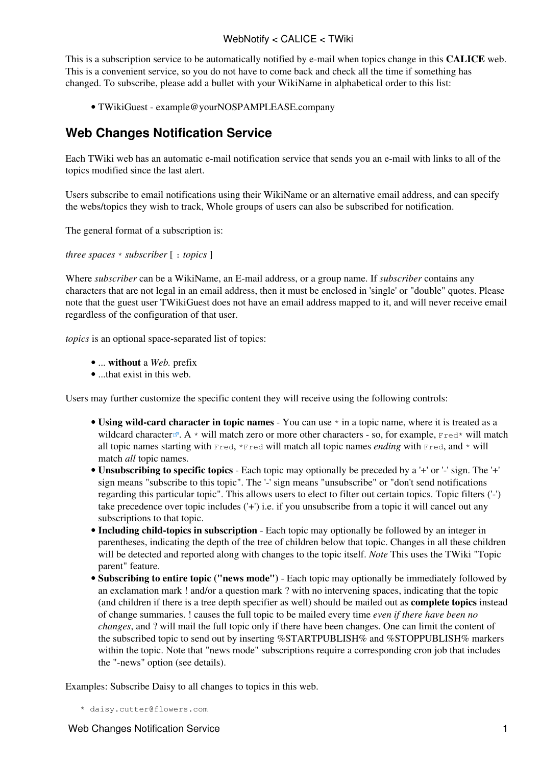This is a subscription service to be automatically notified by e-mail when topics change in this **CALICE** web. This is a convenient service, so you do not have to come back and check all the time if something has changed. To subscribe, please add a bullet with your WikiName in alphabetical order to this list:

- TWikiGuest - example@yourNOSPAMPLEASE.company

## Web Changes Notification Service

Each TWiki web has an automatic e-mail notification service that sends you an e-mail with links to all of the topics modified since the last alert.

Users subscribe to email notifications using their WikiName or an alternative email address, and can specify the webs/topics they wish to track, Whole groups of users can also be subscribed for notification.

The general format of a subscription is:

*three spaces* `*` *subscriber* [ `:` *topics* ]

Where *subscriber* can be a WikiName, an E-mail address, or a group name. If *subscriber* contains any characters that are not legal in an email address, then it must be enclosed in 'single' or "double" quotes. Please note that the guest user TWikiGuest does not have an email address mapped to it, and will never receive email regardless of the configuration of that user.

*topics* is an optional space-separated list of topics:

- ... **without** a *Web.* prefix
- ...that exist in this web.

Users may further customize the specific content they will receive using the following controls:

- **Using wild-card character in topic names** - You can use `*` in a topic name, where it is treated as a wildcard character. A `*` will match zero or more other characters - so, for example, `Fred*` will match all topic names starting with `Fred`, `*Fred` will match all topic names *ending* with `Fred`, and `*` will match *all* topic names.
- **Unsubscribing to specific topics** - Each topic may optionally be preceded by a '+' or '-' sign. The '+' sign means "subscribe to this topic". The '-' sign means "unsubscribe" or "don't send notifications regarding this particular topic". This allows users to elect to filter out certain topics. Topic filters ('-') take precedence over topic includes ('+') i.e. if you unsubscribe from a topic it will cancel out any subscriptions to that topic.
- **Including child-topics in subscription** - Each topic may optionally be followed by an integer in parentheses, indicating the depth of the tree of children below that topic. Changes in all these children will be detected and reported along with changes to the topic itself. *Note* This uses the TWiki "Topic parent" feature.
- **Subscribing to entire topic ("news mode")** - Each topic may optionally be immediately followed by an exclamation mark ! and/or a question mark ? with no intervening spaces, indicating that the topic (and children if there is a tree depth specifier as well) should be mailed out as **complete topics** instead of change summaries. ! causes the full topic to be mailed every time *even if there have been no changes*, and ? will mail the full topic only if there have been changes. One can limit the content of the subscribed topic to send out by inserting %STARTPUBLISH% and %STOPPUBLISH% markers within the topic. Note that "news mode" subscriptions require a corresponding cron job that includes the "-news" option (see details).

Examples: Subscribe Daisy to all changes to topics in this web.

```
   * daisy.cutter@flowers.com
```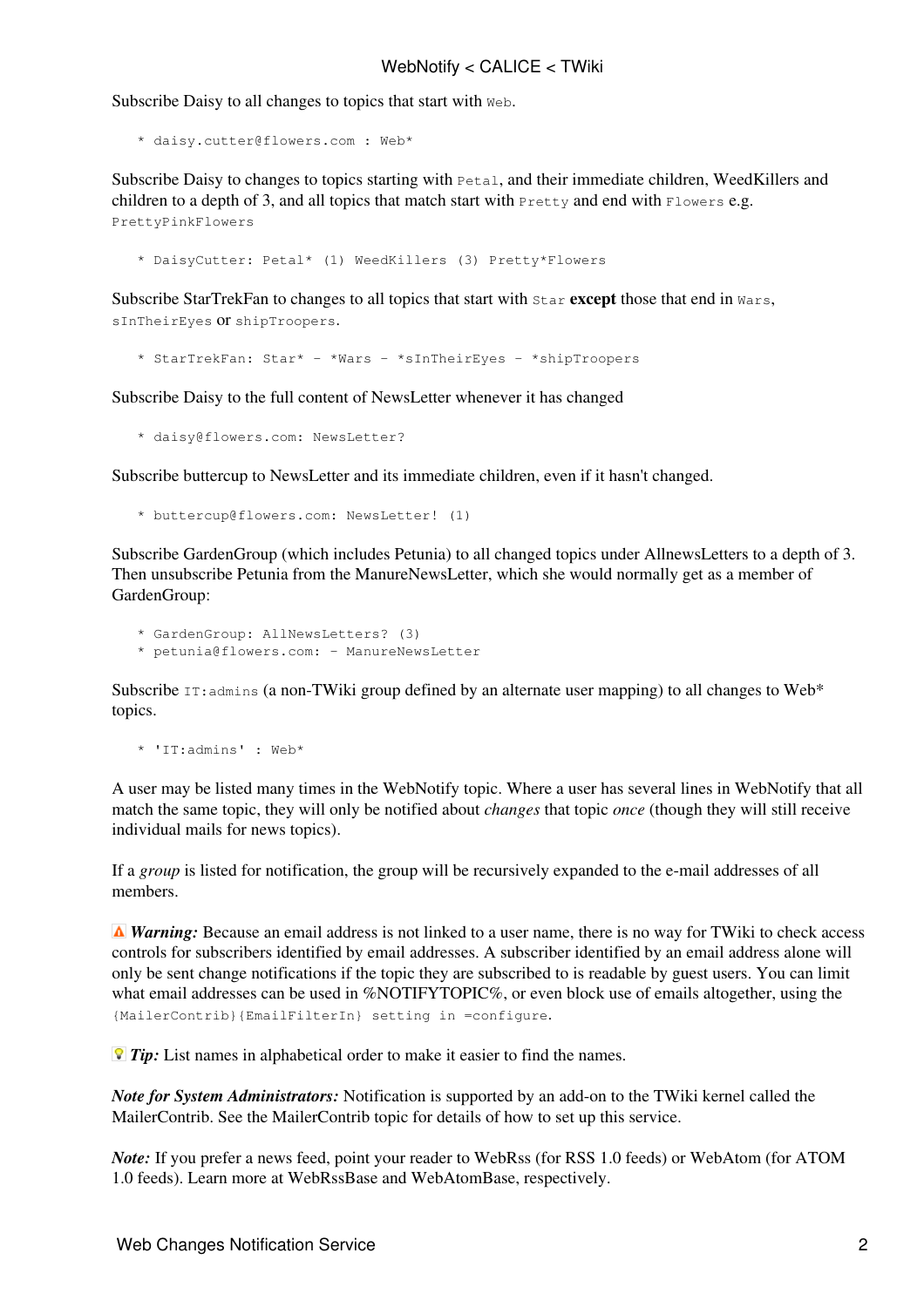Subscribe Daisy to all changes to topics that start with `Web`.

```
   * daisy.cutter@flowers.com : Web*
```

Subscribe Daisy to changes to topics starting with `Petal`, and their immediate children, WeedKillers and children to a depth of 3, and all topics that match start with `Pretty` and end with `Flowers` e.g. `PrettyPinkFlowers`

```
   * DaisyCutter: Petal* (1) WeedKillers (3) Pretty*Flowers
```

Subscribe StarTrekFan to changes to all topics that start with `Star` **except** those that end in `Wars`, `sInTheirEyes` or `shipTroopers`.

```
   * StarTrekFan: Star* - *Wars - *sInTheirEyes - *shipTroopers
```

Subscribe Daisy to the full content of NewsLetter whenever it has changed

```
   * daisy@flowers.com: NewsLetter?
```

Subscribe buttercup to NewsLetter and its immediate children, even if it hasn't changed.

```
   * buttercup@flowers.com: NewsLetter! (1)
```

Subscribe GardenGroup (which includes Petunia) to all changed topics under AllnewsLetters to a depth of 3. Then unsubscribe Petunia from the ManureNewsLetter, which she would normally get as a member of GardenGroup:

```
   * GardenGroup: AllNewsLetters? (3)
   * petunia@flowers.com: - ManureNewsLetter
```

Subscribe `IT:admins` (a non-TWiki group defined by an alternate user mapping) to all changes to Web* topics.

```
   * 'IT:admins' : Web*
```

A user may be listed many times in the WebNotify topic. Where a user has several lines in WebNotify that all match the same topic, they will only be notified about *changes* that topic *once* (though they will still receive individual mails for news topics).

If a *group* is listed for notification, the group will be recursively expanded to the e-mail addresses of all members.

***Warning:*** Because an email address is not linked to a user name, there is no way for TWiki to check access controls for subscribers identified by email addresses. A subscriber identified by an email address alone will only be sent change notifications if the topic they are subscribed to is readable by guest users. You can limit what email addresses can be used in %NOTIFYTOPIC%, or even block use of emails altogether, using the `{MailerContrib}{EmailFilterIn} setting in =configure`.

***Tip:*** List names in alphabetical order to make it easier to find the names.

***Note for System Administrators:*** Notification is supported by an add-on to the TWiki kernel called the MailerContrib. See the MailerContrib topic for details of how to set up this service.

***Note:*** If you prefer a news feed, point your reader to WebRss (for RSS 1.0 feeds) or WebAtom (for ATOM 1.0 feeds). Learn more at WebRssBase and WebAtomBase, respectively.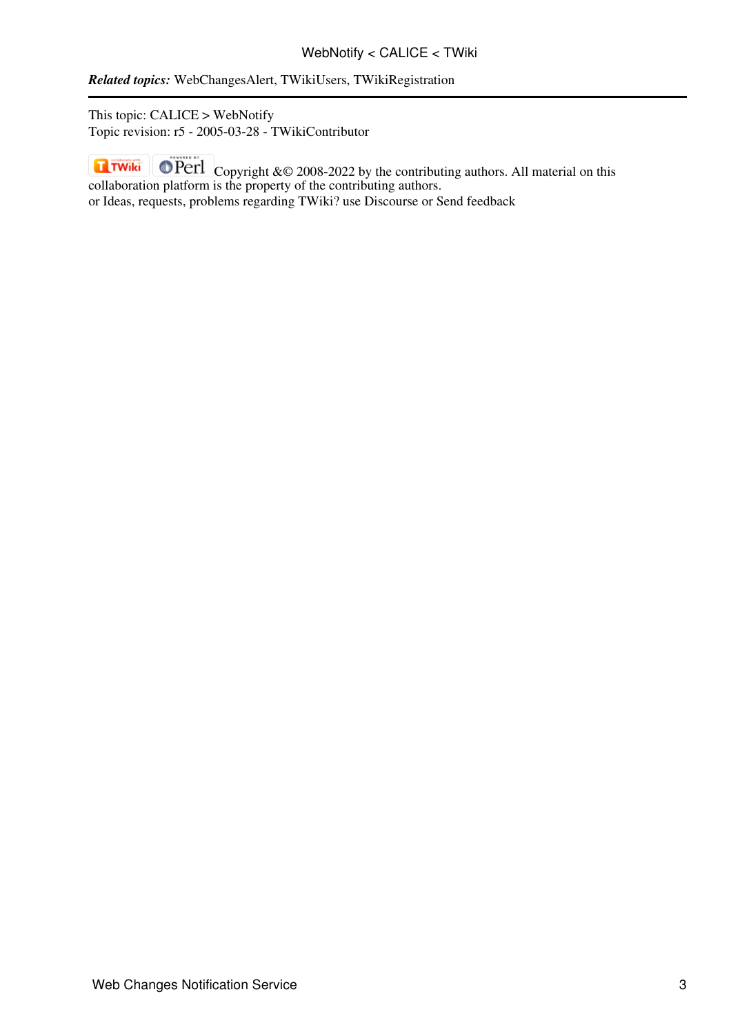***Related topics:*** WebChangesAlert, TWikiUsers, TWikiRegistration

---

This topic: CALICE > WebNotify
Topic revision: r5 - 2005-03-28 - TWikiContributor

Copyright &© 2008-2022 by the contributing authors. All material on this collaboration platform is the property of the contributing authors.
or Ideas, requests, problems regarding TWiki? use Discourse or Send feedback